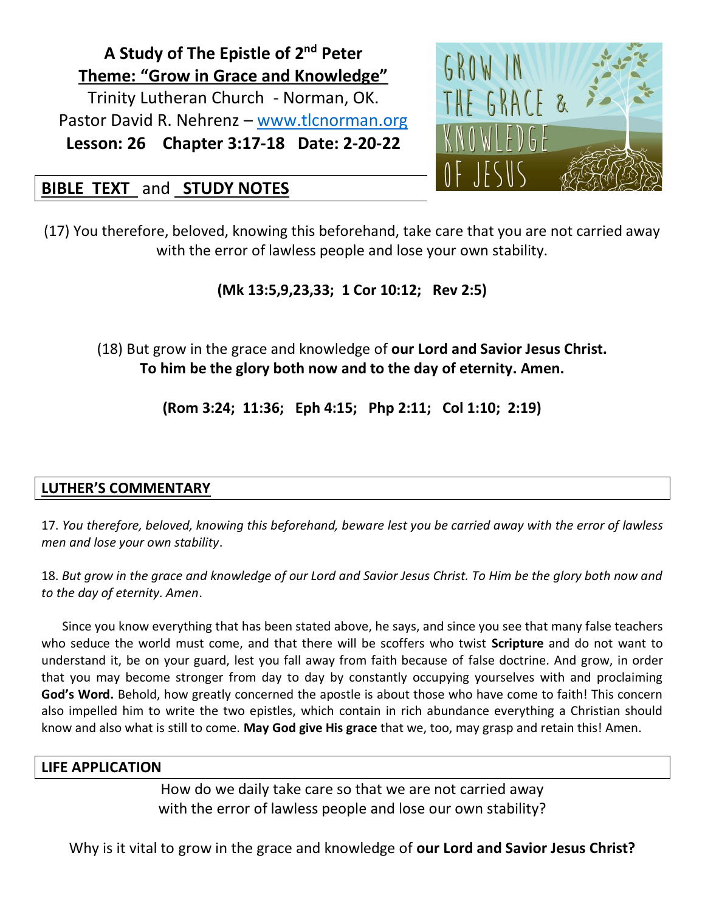**A Study of The Epistle of 2nd Peter**
**Theme: "Grow in Grace and Knowledge"**
Trinity Lutheran Church - Norman, OK.
Pastor David R. Nehrenz – www.tlcnorman.org
**Lesson: 26 Chapter 3:17-18 Date: 2-20-22**

## BIBLE TEXT and STUDY NOTES

(17) You therefore, beloved, knowing this beforehand, take care that you are not carried away with the error of lawless people and lose your own stability.

**(Mk 13:5,9,23,33; 1 Cor 10:12; Rev 2:5)**

(18) But grow in the grace and knowledge of **our Lord and Savior Jesus Christ. To him be the glory both now and to the day of eternity. Amen.**

**(Rom 3:24; 11:36; Eph 4:15; Php 2:11; Col 1:10; 2:19)**

## LUTHER'S COMMENTARY

17. *You therefore, beloved, knowing this beforehand, beware lest you be carried away with the error of lawless men and lose your own stability*.

18. *But grow in the grace and knowledge of our Lord and Savior Jesus Christ. To Him be the glory both now and to the day of eternity. Amen*.

Since you know everything that has been stated above, he says, and since you see that many false teachers who seduce the world must come, and that there will be scoffers who twist **Scripture** and do not want to understand it, be on your guard, lest you fall away from faith because of false doctrine. And grow, in order that you may become stronger from day to day by constantly occupying yourselves with and proclaiming **God's Word.** Behold, how greatly concerned the apostle is about those who have come to faith! This concern also impelled him to write the two epistles, which contain in rich abundance everything a Christian should know and also what is still to come. **May God give His grace** that we, too, may grasp and retain this! Amen.

## LIFE APPLICATION

How do we daily take care so that we are not carried away with the error of lawless people and lose our own stability?

Why is it vital to grow in the grace and knowledge of **our Lord and Savior Jesus Christ?**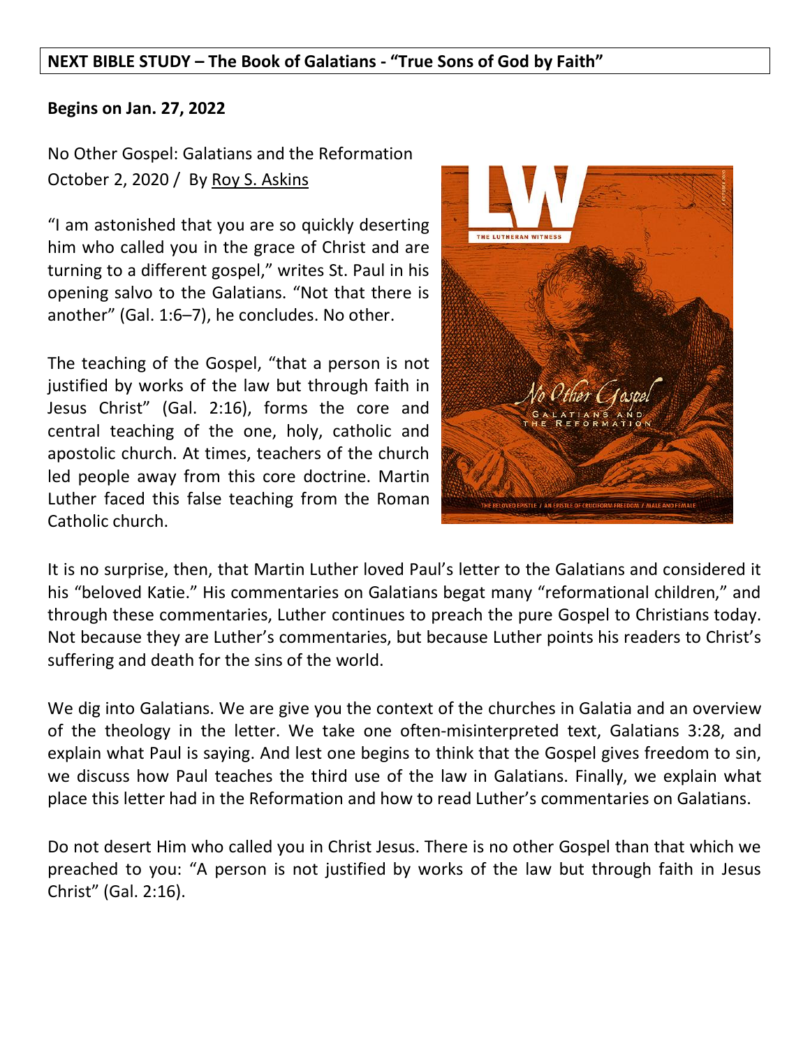**NEXT BIBLE STUDY – The Book of Galatians - "True Sons of God by Faith"**

**Begins on Jan. 27, 2022**

No Other Gospel: Galatians and the Reformation
October 2, 2020 / By Roy S. Askins

"I am astonished that you are so quickly deserting him who called you in the grace of Christ and are turning to a different gospel," writes St. Paul in his opening salvo to the Galatians. "Not that there is another" (Gal. 1:6–7), he concludes. No other.

The teaching of the Gospel, "that a person is not justified by works of the law but through faith in Jesus Christ" (Gal. 2:16), forms the core and central teaching of the one, holy, catholic and apostolic church. At times, teachers of the church led people away from this core doctrine. Martin Luther faced this false teaching from the Roman Catholic church.

It is no surprise, then, that Martin Luther loved Paul's letter to the Galatians and considered it his "beloved Katie." His commentaries on Galatians begat many "reformational children," and through these commentaries, Luther continues to preach the pure Gospel to Christians today. Not because they are Luther's commentaries, but because Luther points his readers to Christ's suffering and death for the sins of the world.

We dig into Galatians. We are give you the context of the churches in Galatia and an overview of the theology in the letter. We take one often-misinterpreted text, Galatians 3:28, and explain what Paul is saying. And lest one begins to think that the Gospel gives freedom to sin, we discuss how Paul teaches the third use of the law in Galatians. Finally, we explain what place this letter had in the Reformation and how to read Luther's commentaries on Galatians.

Do not desert Him who called you in Christ Jesus. There is no other Gospel than that which we preached to you: "A person is not justified by works of the law but through faith in Jesus Christ" (Gal. 2:16).